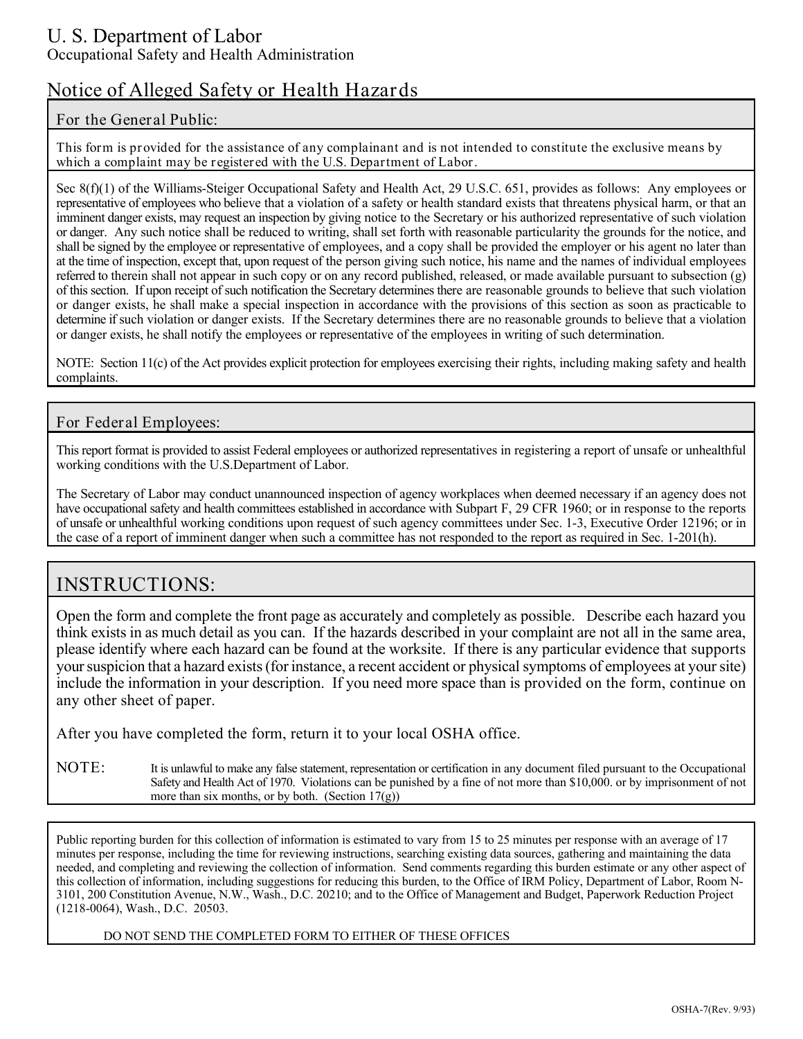# U. S. Department of Labor

Occupational Safety and Health Administration

## Notice of Alleged Safety or Health Hazards

### For the General Public:

This form is provided for the assistance of any complainant and is not intended to constitute the exclusive means by which a complaint may be registered with the U.S. Department of Labor.

Sec 8(f)(1) of the Williams-Steiger Occupational Safety and Health Act, 29 U.S.C. 651, provides as follows: Any employees or representative of employees who believe that a violation of a safety or health standard exists that threatens physical harm, or that an imminent danger exists, may request an inspection by giving notice to the Secretary or his authorized representative of such violation or danger. Any such notice shall be reduced to writing, shall set forth with reasonable particularity the grounds for the notice, and shall be signed by the employee or representative of employees, and a copy shall be provided the employer or his agent no later than at the time of inspection, except that, upon request of the person giving such notice, his name and the names of individual employees referred to therein shall not appear in such copy or on any record published, released, or made available pursuant to subsection (g) of this section. If upon receipt of such notification the Secretary determines there are reasonable grounds to believe that such violation or danger exists, he shall make a special inspection in accordance with the provisions of this section as soon as practicable to determine if such violation or danger exists. If the Secretary determines there are no reasonable grounds to believe that a violation or danger exists, he shall notify the employees or representative of the employees in writing of such determination.

NOTE: Section 11(c) of the Act provides explicit protection for employees exercising their rights, including making safety and health complaints.

### For Federal Employees:

This report format is provided to assist Federal employees or authorized representatives in registering a report of unsafe or unhealthful working conditions with the U.S.Department of Labor.

The Secretary of Labor may conduct unannounced inspection of agency workplaces when deemed necessary if an agency does not have occupational safety and health committees established in accordance with Subpart F, 29 CFR 1960; or in response to the reports of unsafe or unhealthful working conditions upon request of such agency committees under Sec. 1-3, Executive Order 12196; or in the case of a report of imminent danger when such a committee has not responded to the report as required in Sec. 1-201(h).

## INSTRUCTIONS:

Open the form and complete the front page as accurately and completely as possible. Describe each hazard you think exists in as much detail as you can. If the hazards described in your complaint are not all in the same area, please identify where each hazard can be found at the worksite. If there is any particular evidence that supports your suspicion that a hazard exists (for instance, a recent accident or physical symptoms of employees at your site) include the information in your description. If you need more space than is provided on the form, continue on any other sheet of paper.

After you have completed the form, return it to your local OSHA office.

NOTE: It is unlawful to make any false statement, representation or certification in any document filed pursuant to the Occupational Safety and Health Act of 1970. Violations can be punished by a fine of not more than $10,000. or by imprisonment of not more than six months, or by both. (Section 17(g))

Public reporting burden for this collection of information is estimated to vary from 15 to 25 minutes per response with an average of 17 minutes per response, including the time for reviewing instructions, searching existing data sources, gathering and maintaining the data needed, and completing and reviewing the collection of information. Send comments regarding this burden estimate or any other aspect of this collection of information, including suggestions for reducing this burden, to the Office of IRM Policy, Department of Labor, Room N-3101, 200 Constitution Avenue, N.W., Wash., D.C. 20210; and to the Office of Management and Budget, Paperwork Reduction Project (1218-0064), Wash., D.C. 20503.

DO NOT SEND THE COMPLETED FORM TO EITHER OF THESE OFFICES

OSHA-7(Rev. 9/93)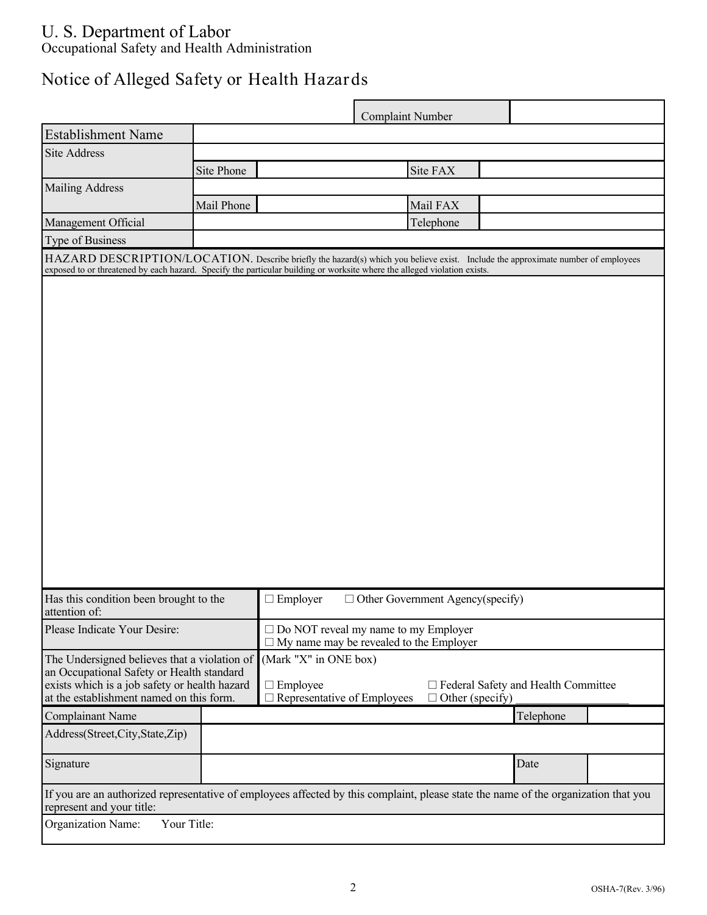U. S. Department of Labor
Occupational Safety and Health Administration

# Notice of Alleged Safety or Health Hazards

| | | | |
|---|---|---|---|
| | | Complaint Number | |
| Establishment Name | | | |
| Site Address | | | |
| | Site Phone | Site FAX | |
| Mailing Address | | | |
| | Mail Phone | Mail FAX | |
| Management Official | | Telephone | |
| Type of Business | | | |

**HAZARD DESCRIPTION/LOCATION.** Describe briefly the hazard(s) which you believe exist. Include the approximate number of employees exposed to or threatened by each hazard. Specify the particular building or worksite where the alleged violation exists.

| | |
|---|---|
| Has this condition been brought to the attention of: | ☐ Employer ☐ Other Government Agency(specify) |
| Please Indicate Your Desire: | ☐ Do NOT reveal my name to my Employer<br>☐ My name may be revealed to the Employer |
| The Undersigned believes that a violation of an Occupational Safety or Health standard exists which is a job safety or health hazard at the establishment named on this form. | (Mark "X" in ONE box)<br>☐ Employee ☐ Federal Safety and Health Committee<br>☐ Representative of Employees ☐ Other (specify) ___________________ |

| | | | |
|---|---|---|---|
| Complainant Name | | Telephone | |
| Address(Street,City,State,Zip) | | | |
| Signature | | Date | |

If you are an authorized representative of employees affected by this complaint, please state the name of the organization that you represent and your title:

Organization Name: Your Title:

OSHA-7(Rev. 3/96)